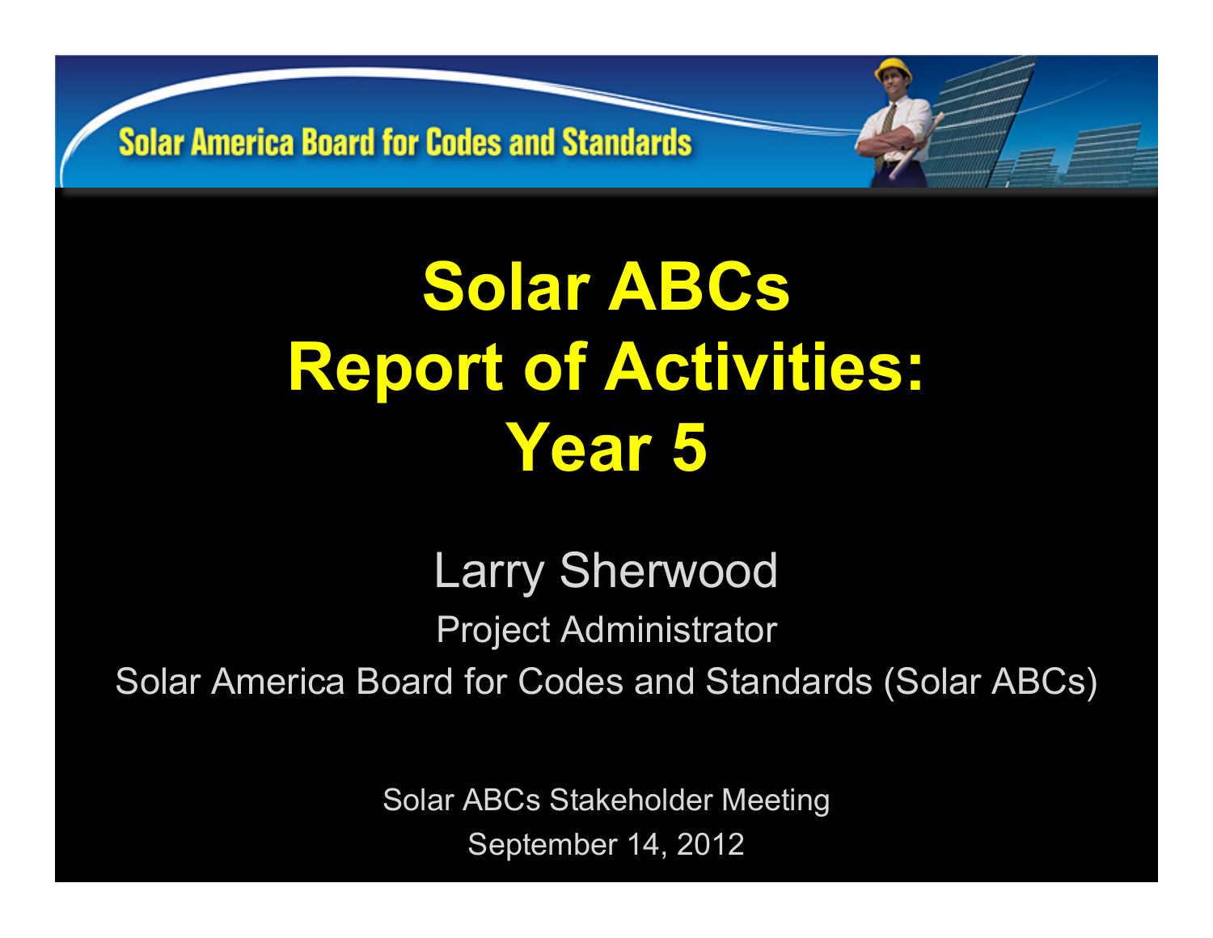Solar America Board for Codes and Standards

# Solar ABCs Report of Activities: Year 5

Larry Sherwood

Project Administrator

Solar America Board for Codes and Standards (Solar ABCs)

Solar ABCs Stakeholder Meeting

September 14, 2012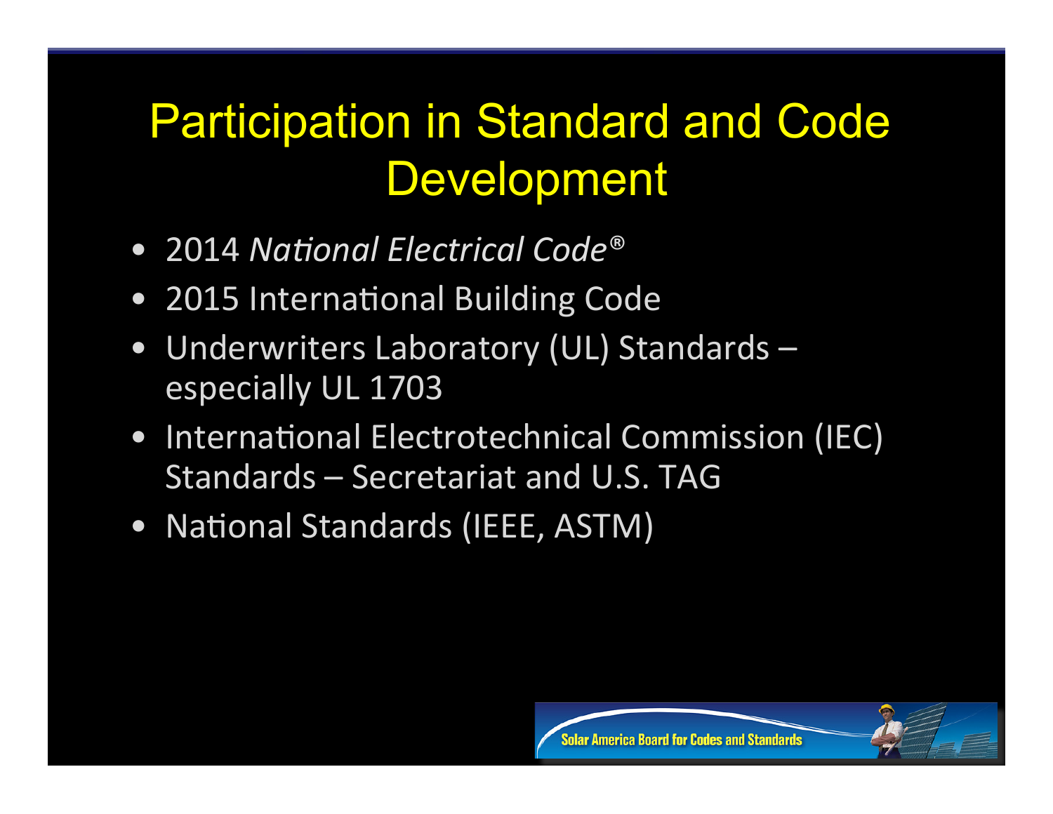# Participation in Standard and Code Development

- 2014 *National Electrical Code®*
- 2015 International Building Code
- Underwriters Laboratory (UL) Standards – especially UL 1703
- International Electrotechnical Commission (IEC) Standards – Secretariat and U.S. TAG
- National Standards (IEEE, ASTM)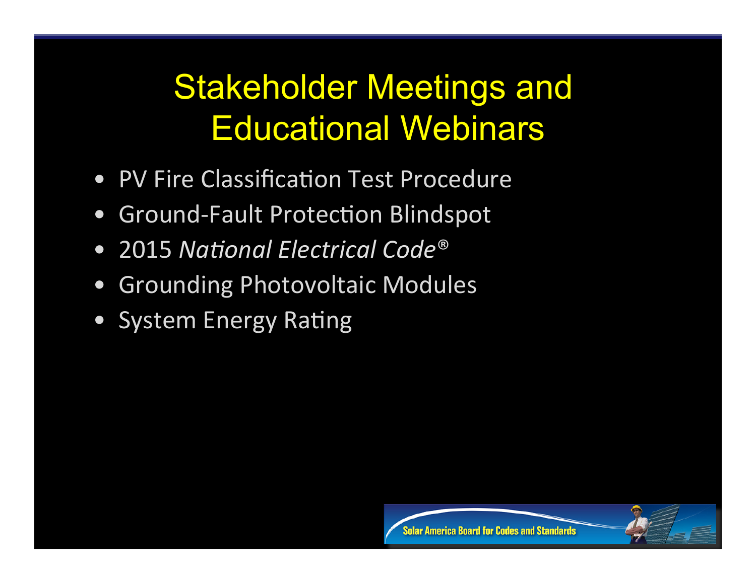# Stakeholder Meetings and Educational Webinars

- PV Fire Classification Test Procedure
- Ground-Fault Protection Blindspot
- 2015 *National Electrical Code®*
- Grounding Photovoltaic Modules
- System Energy Rating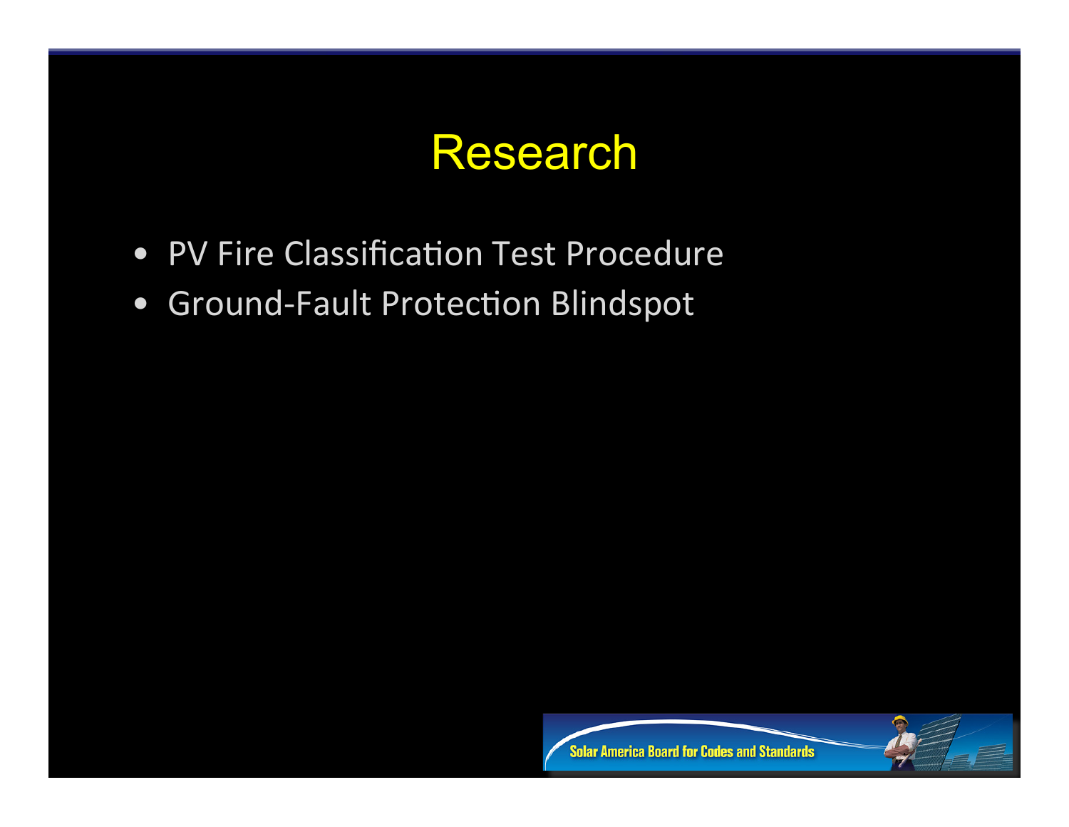# Research

- PV Fire Classification Test Procedure
- Ground-Fault Protection Blindspot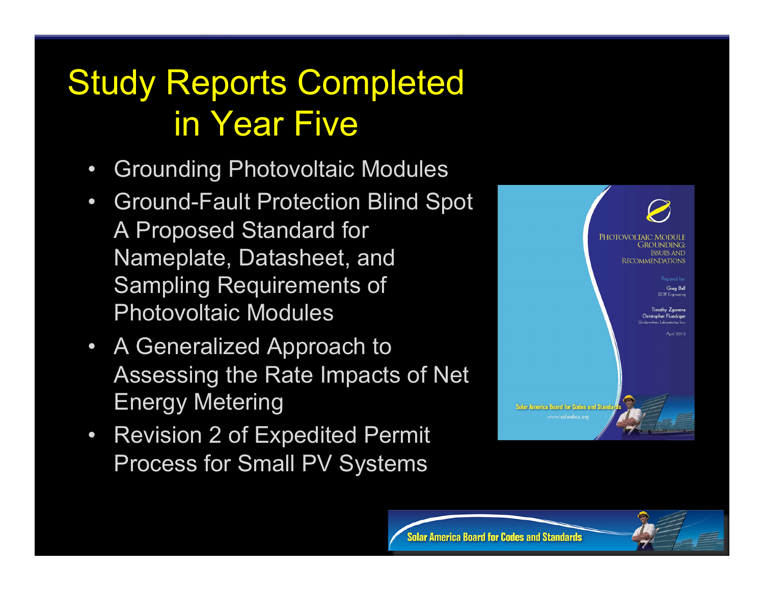# Study Reports Completed in Year Five

- Grounding Photovoltaic Modules
- Ground-Fault Protection Blind Spot
  A Proposed Standard for Nameplate, Datasheet, and Sampling Requirements of Photovoltaic Modules
- A Generalized Approach to Assessing the Rate Impacts of Net Energy Metering
- Revision 2 of Expedited Permit Process for Small PV Systems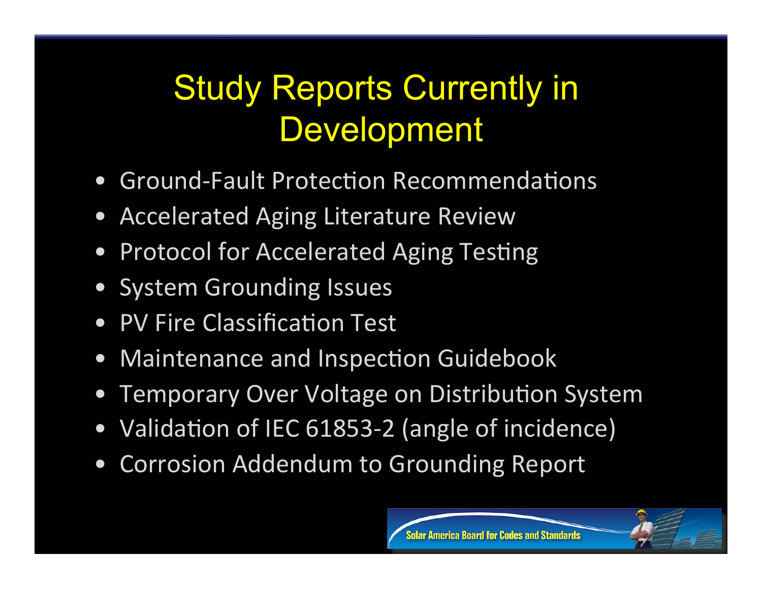# Study Reports Currently in Development

- Ground-Fault Protection Recommendations
- Accelerated Aging Literature Review
- Protocol for Accelerated Aging Testing
- System Grounding Issues
- PV Fire Classification Test
- Maintenance and Inspection Guidebook
- Temporary Over Voltage on Distribution System
- Validation of IEC 61853-2 (angle of incidence)
- Corrosion Addendum to Grounding Report

Solar America Board for Codes and Standards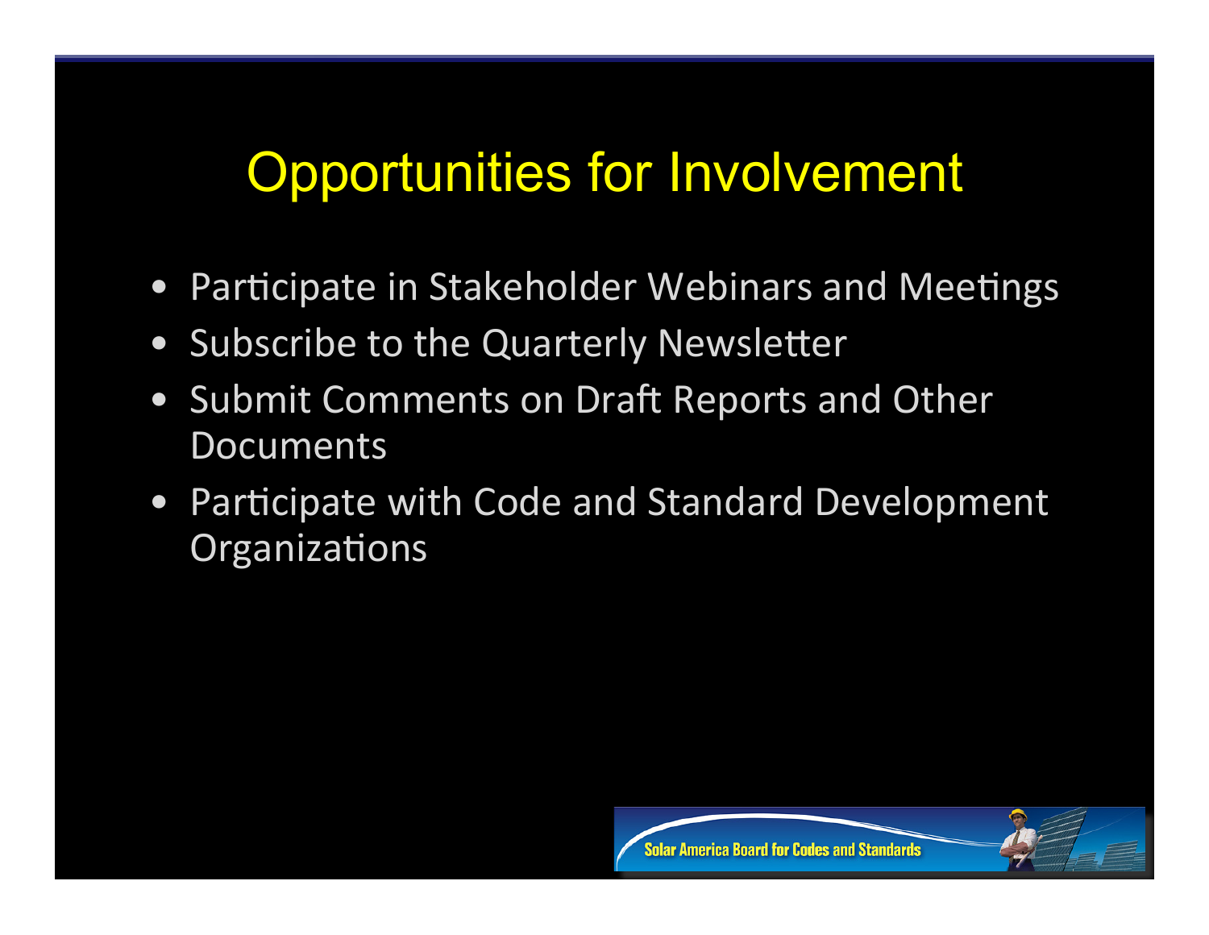# Opportunities for Involvement

- Participate in Stakeholder Webinars and Meetings
- Subscribe to the Quarterly Newsletter
- Submit Comments on Draft Reports and Other Documents
- Participate with Code and Standard Development Organizations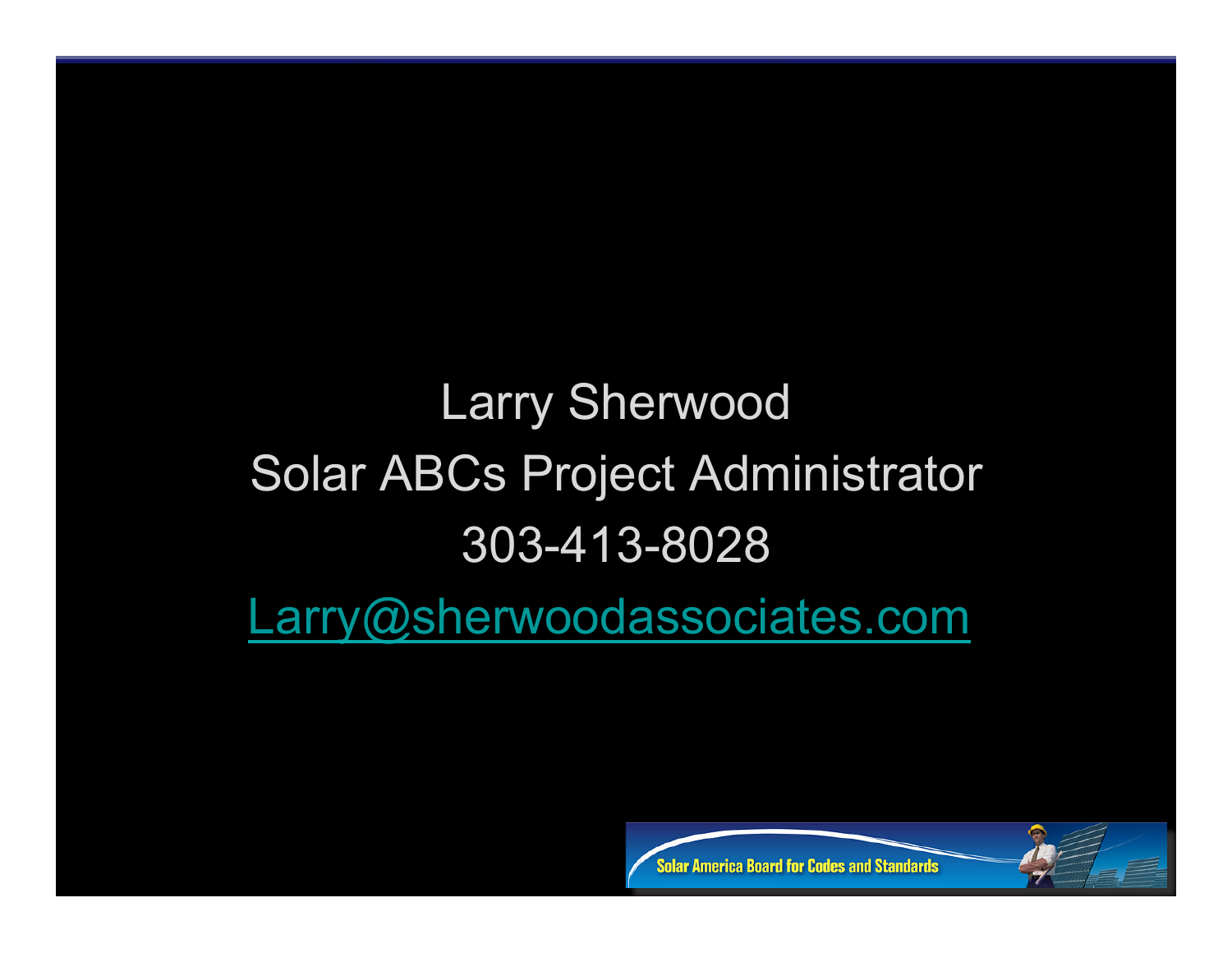Larry Sherwood

Solar ABCs Project Administrator

303-413-8028

Larry@sherwoodassociates.com

Solar America Board for Codes and Standards